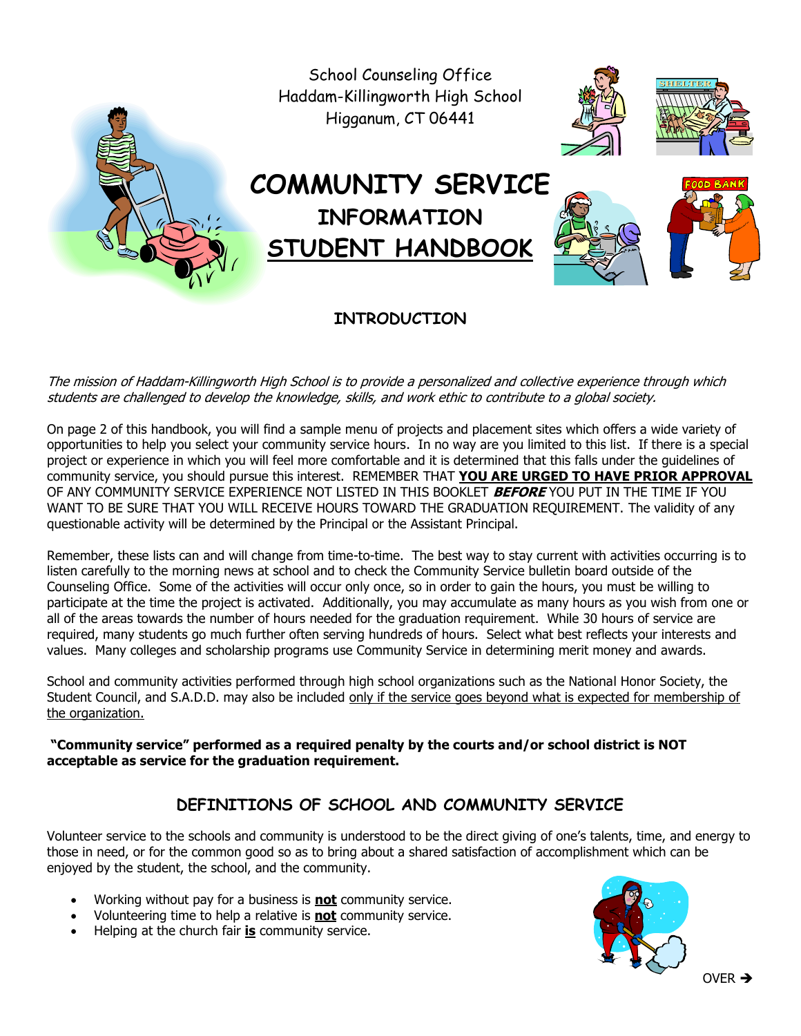School Counseling Office
Haddam-Killingworth High School
Higganum, CT 06441

# COMMUNITY SERVICE
## INFORMATION
## STUDENT HANDBOOK

### INTRODUCTION

*The mission of Haddam-Killingworth High School is to provide a personalized and collective experience through which students are challenged to develop the knowledge, skills, and work ethic to contribute to a global society.*

On page 2 of this handbook, you will find a sample menu of projects and placement sites which offers a wide variety of opportunities to help you select your community service hours. In no way are you limited to this list. If there is a special project or experience in which you will feel more comfortable and it is determined that this falls under the guidelines of community service, you should pursue this interest. REMEMBER THAT **YOU ARE URGED TO HAVE PRIOR APPROVAL** OF ANY COMMUNITY SERVICE EXPERIENCE NOT LISTED IN THIS BOOKLET ***BEFORE*** YOU PUT IN THE TIME IF YOU WANT TO BE SURE THAT YOU WILL RECEIVE HOURS TOWARD THE GRADUATION REQUIREMENT. The validity of any questionable activity will be determined by the Principal or the Assistant Principal.

Remember, these lists can and will change from time-to-time. The best way to stay current with activities occurring is to listen carefully to the morning news at school and to check the Community Service bulletin board outside of the Counseling Office. Some of the activities will occur only once, so in order to gain the hours, you must be willing to participate at the time the project is activated. Additionally, you may accumulate as many hours as you wish from one or all of the areas towards the number of hours needed for the graduation requirement. While 30 hours of service are required, many students go much further often serving hundreds of hours. Select what best reflects your interests and values. Many colleges and scholarship programs use Community Service in determining merit money and awards.

School and community activities performed through high school organizations such as the National Honor Society, the Student Council, and S.A.D.D. may also be included only if the service goes beyond what is expected for membership of the organization.

**"Community service" performed as a required penalty by the courts and/or school district is NOT acceptable as service for the graduation requirement.**

### DEFINITIONS OF SCHOOL AND COMMUNITY SERVICE

Volunteer service to the schools and community is understood to be the direct giving of one's talents, time, and energy to those in need, or for the common good so as to bring about a shared satisfaction of accomplishment which can be enjoyed by the student, the school, and the community.

- Working without pay for a business is **not** community service.
- Volunteering time to help a relative is **not** community service.
- Helping at the church fair **is** community service.

OVER ➔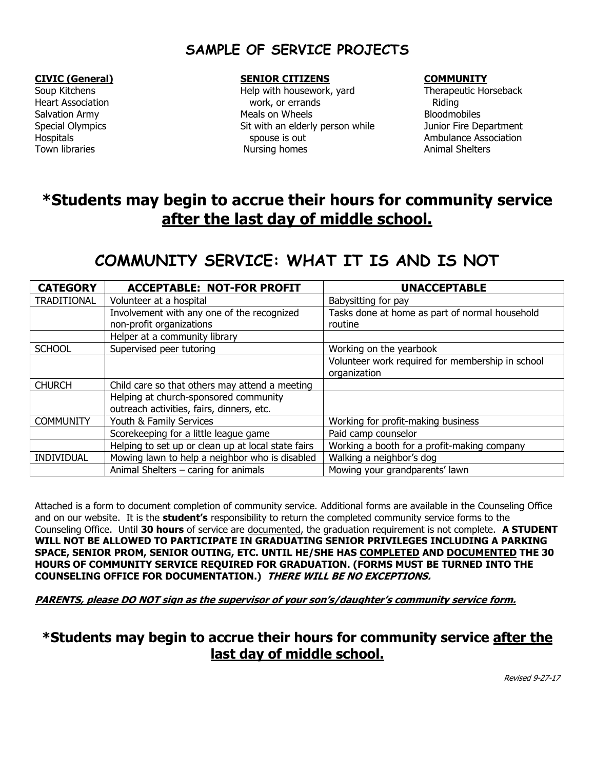## SAMPLE OF SERVICE PROJECTS

**CIVIC (General)**
Soup Kitchens
Heart Association
Salvation Army
Special Olympics
Hospitals
Town libraries

**SENIOR CITIZENS**
Help with housework, yard work, or errands
Meals on Wheels
Sit with an elderly person while spouse is out
Nursing homes

**COMMUNITY**
Therapeutic Horseback Riding
Bloodmobiles
Junior Fire Department
Ambulance Association
Animal Shelters

## *Students may begin to accrue their hours for community service <u>after the last day of middle school.</u>

## COMMUNITY SERVICE: WHAT IT IS AND IS NOT

| CATEGORY | ACCEPTABLE: NOT-FOR PROFIT | UNACCEPTABLE |
|---|---|---|
| TRADITIONAL | Volunteer at a hospital | Babysitting for pay |
| | Involvement with any one of the recognized non-profit organizations | Tasks done at home as part of normal household routine |
| | Helper at a community library | |
| SCHOOL | Supervised peer tutoring | Working on the yearbook |
| | | Volunteer work required for membership in school organization |
| CHURCH | Child care so that others may attend a meeting | |
| | Helping at church-sponsored community outreach activities, fairs, dinners, etc. | |
| COMMUNITY | Youth & Family Services | Working for profit-making business |
| | Scorekeeping for a little league game | Paid camp counselor |
| | Helping to set up or clean up at local state fairs | Working a booth for a profit-making company |
| INDIVIDUAL | Mowing lawn to help a neighbor who is disabled | Walking a neighbor's dog |
| | Animal Shelters – caring for animals | Mowing your grandparents' lawn |

Attached is a form to document completion of community service. Additional forms are available in the Counseling Office and on our website. It is the **student's** responsibility to return the completed community service forms to the Counseling Office. Until **30 hours** of service are <u>documented</u>, the graduation requirement is not complete. **A STUDENT WILL NOT BE ALLOWED TO PARTICIPATE IN GRADUATING SENIOR PRIVILEGES INCLUDING A PARKING SPACE, SENIOR PROM, SENIOR OUTING, ETC. UNTIL HE/SHE HAS <u>COMPLETED</u> AND <u>DOCUMENTED</u> THE 30 HOURS OF COMMUNITY SERVICE REQUIRED FOR GRADUATION. (FORMS MUST BE TURNED INTO THE COUNSELING OFFICE FOR DOCUMENTATION.)** ***THERE WILL BE NO EXCEPTIONS.***

***<u>PARENTS, please DO NOT sign as the supervisor of your son's/daughter's community service form.</u>***

## *Students may begin to accrue their hours for community service <u>after the last day of middle school.</u>

*Revised 9-27-17*